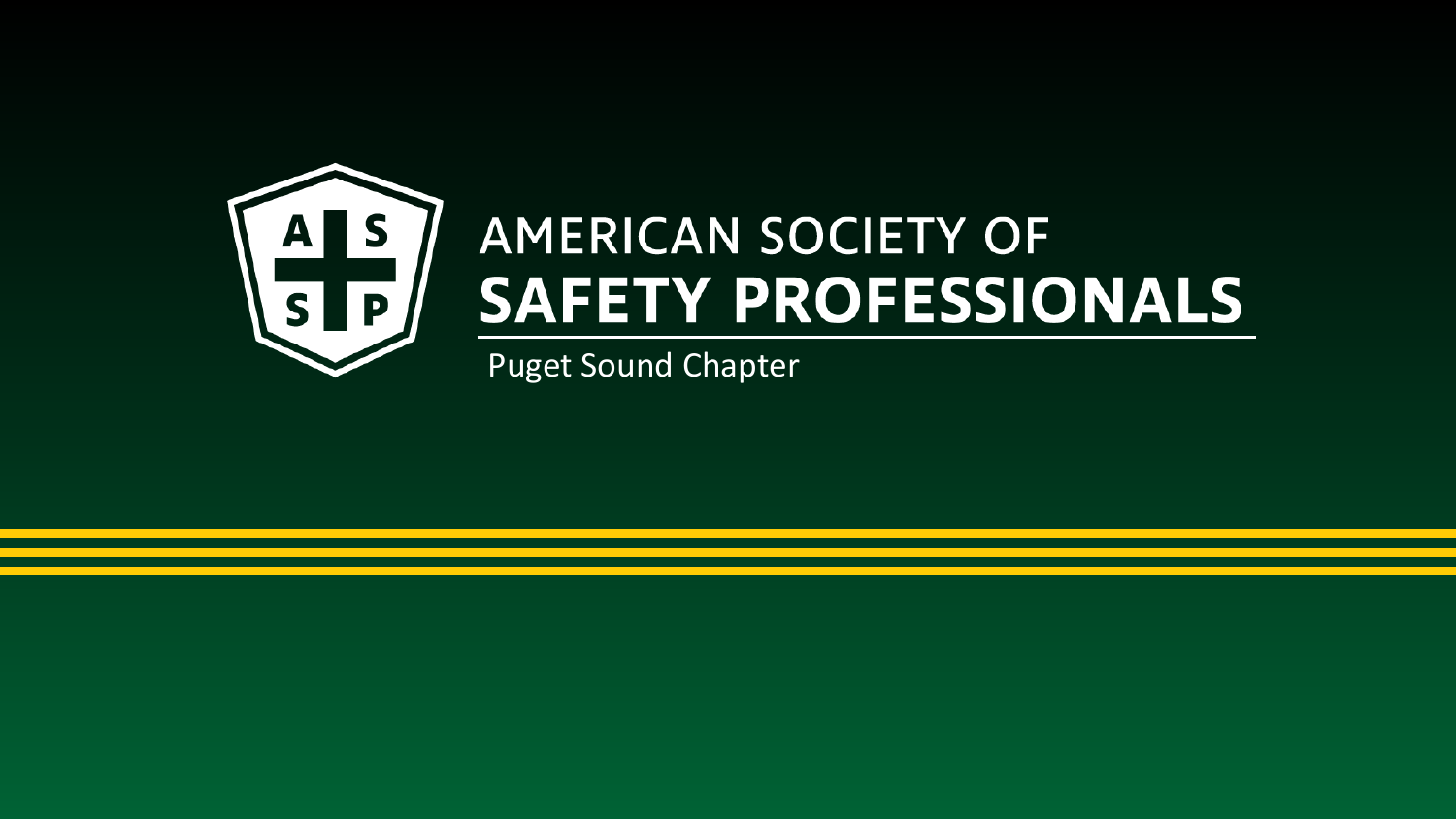# AMERICAN SOCIETY OF SAFETY PROFESSIONALS

Puget Sound Chapter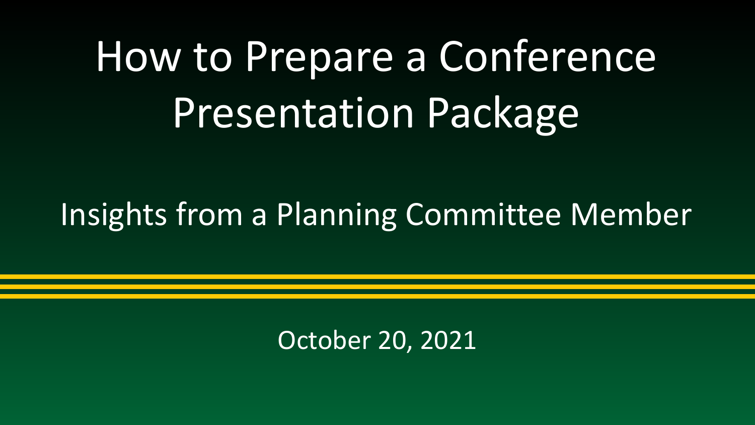# How to Prepare a Conference Presentation Package

## Insights from a Planning Committee Member

October 20, 2021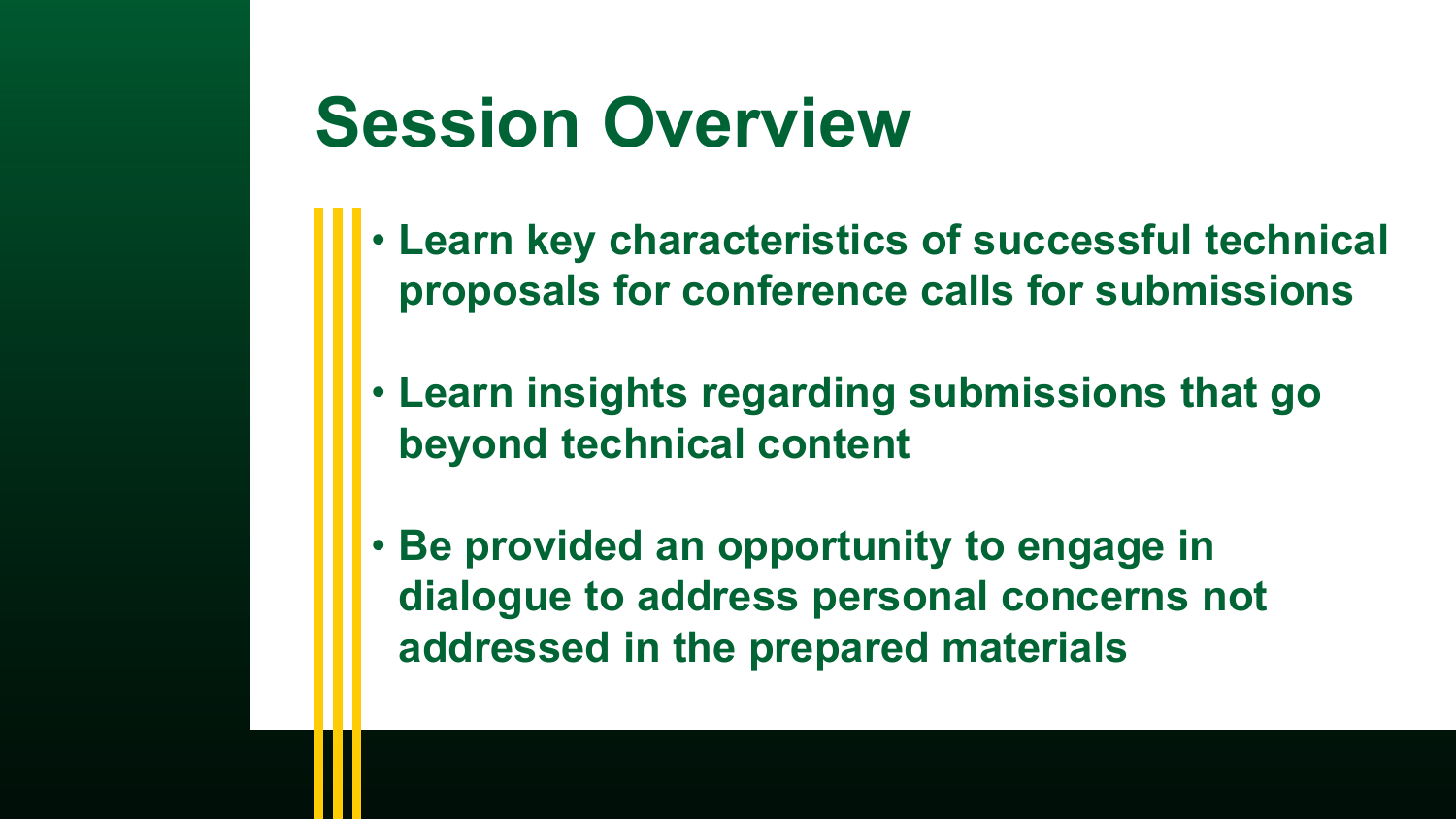# Session Overview

- **Learn key characteristics of successful technical proposals for conference calls for submissions**
- **Learn insights regarding submissions that go beyond technical content**
- **Be provided an opportunity to engage in dialogue to address personal concerns not addressed in the prepared materials**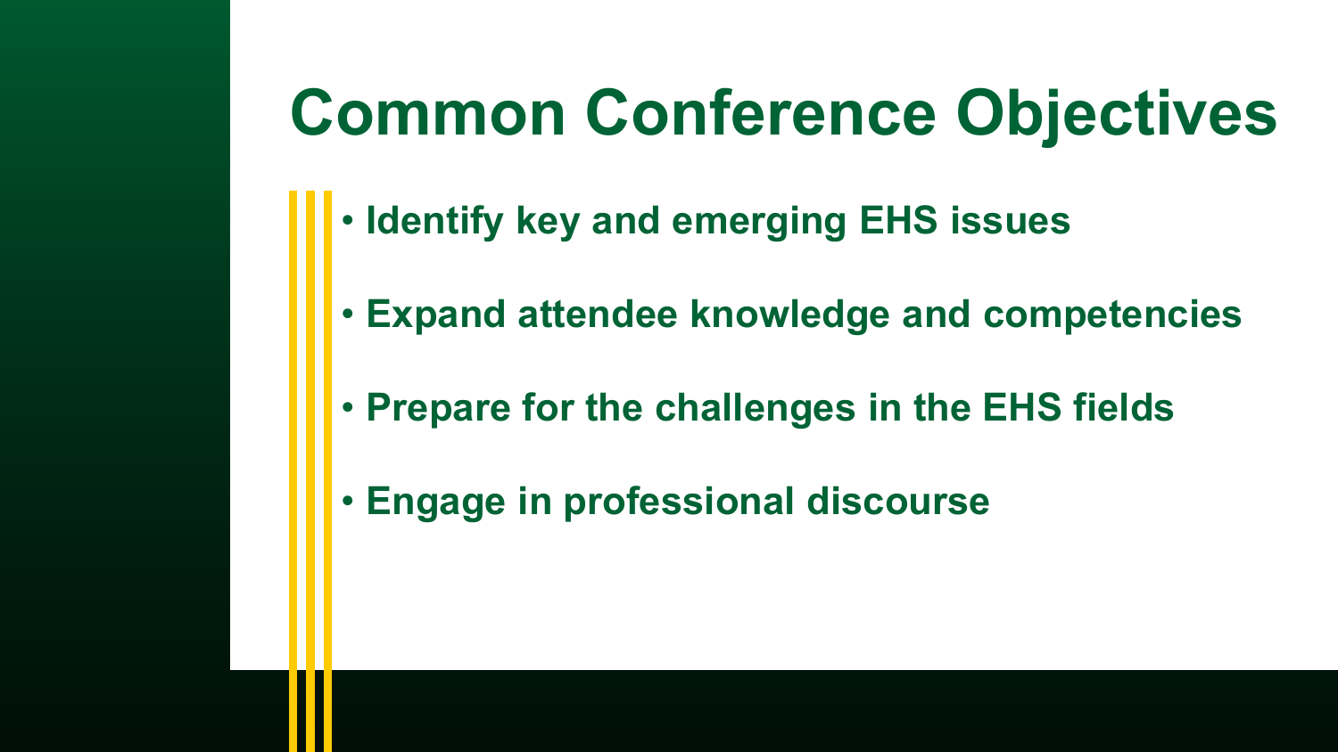# Common Conference Objectives

- **Identify key and emerging EHS issues**
- **Expand attendee knowledge and competencies**
- **Prepare for the challenges in the EHS fields**
- **Engage in professional discourse**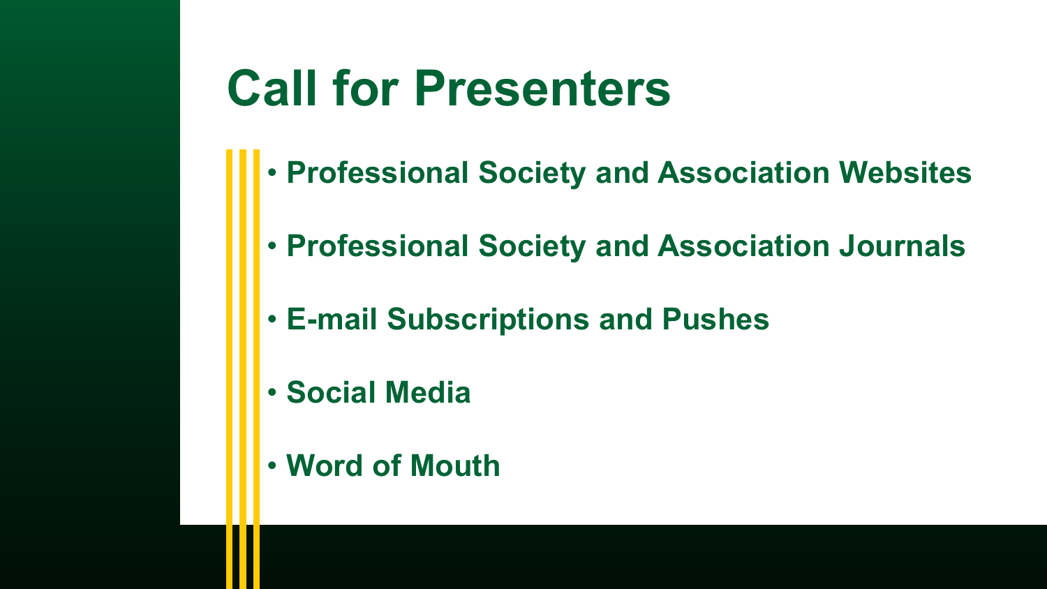# Call for Presenters

- **Professional Society and Association Websites**
- **Professional Society and Association Journals**
- **E-mail Subscriptions and Pushes**
- **Social Media**
- **Word of Mouth**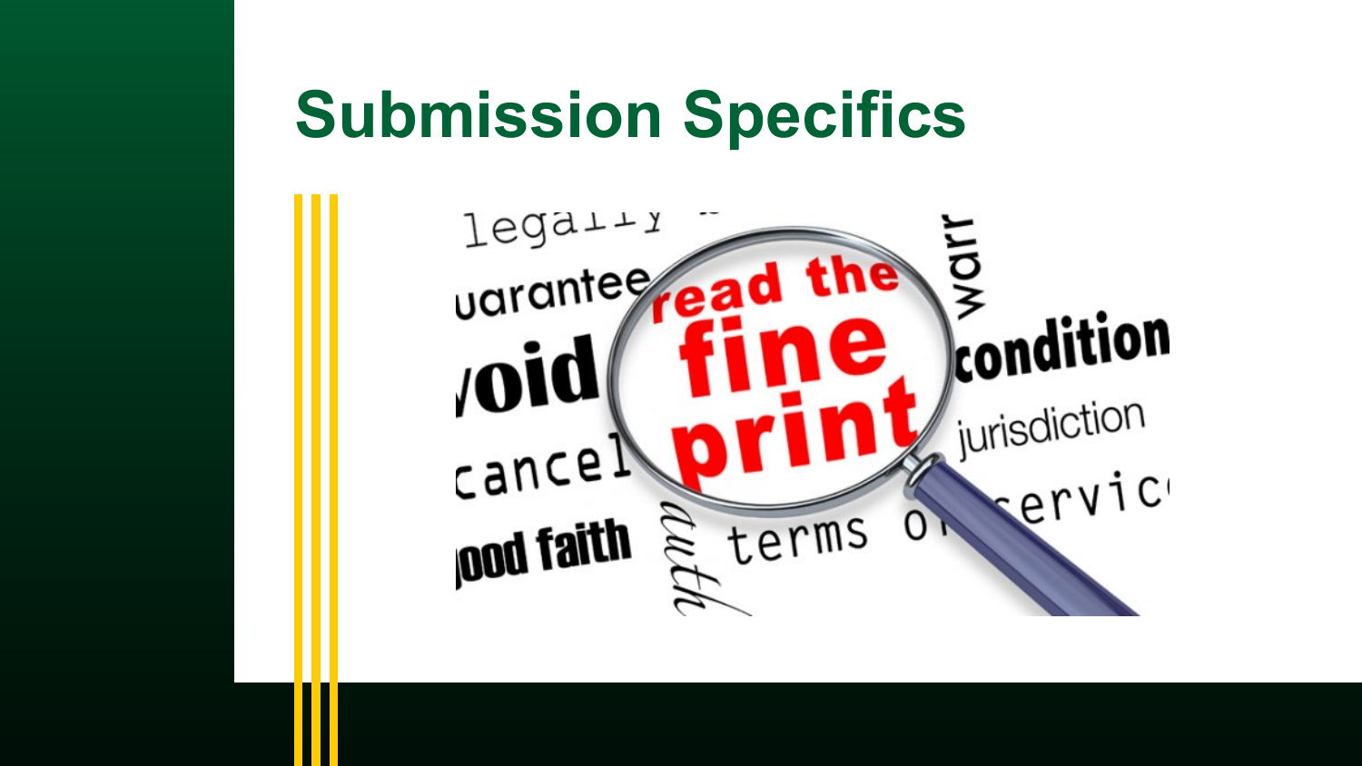# Submission Specifics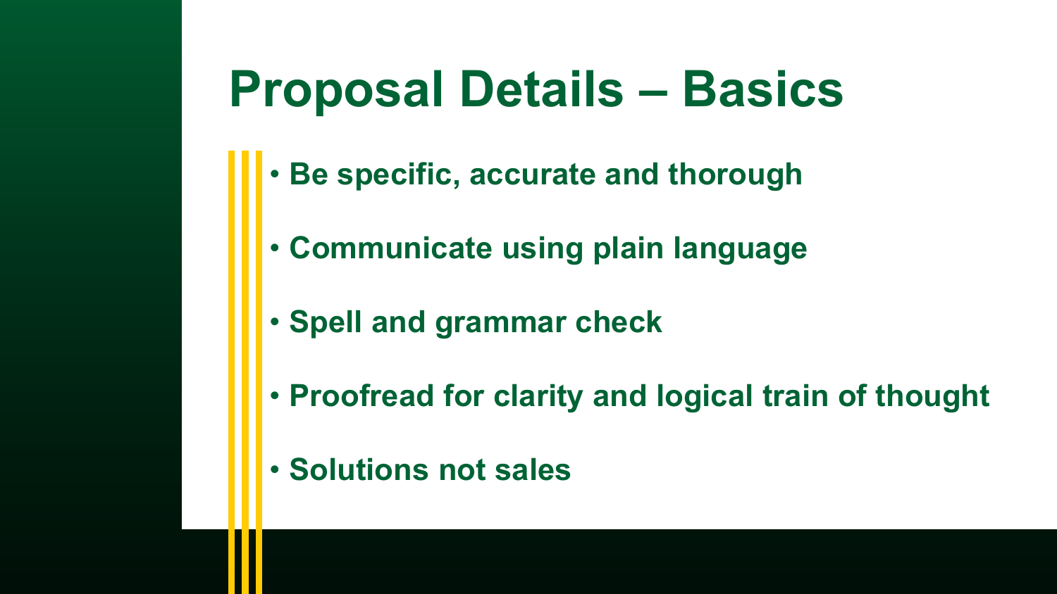# Proposal Details – Basics

- **Be specific, accurate and thorough**
- **Communicate using plain language**
- **Spell and grammar check**
- **Proofread for clarity and logical train of thought**
- **Solutions not sales**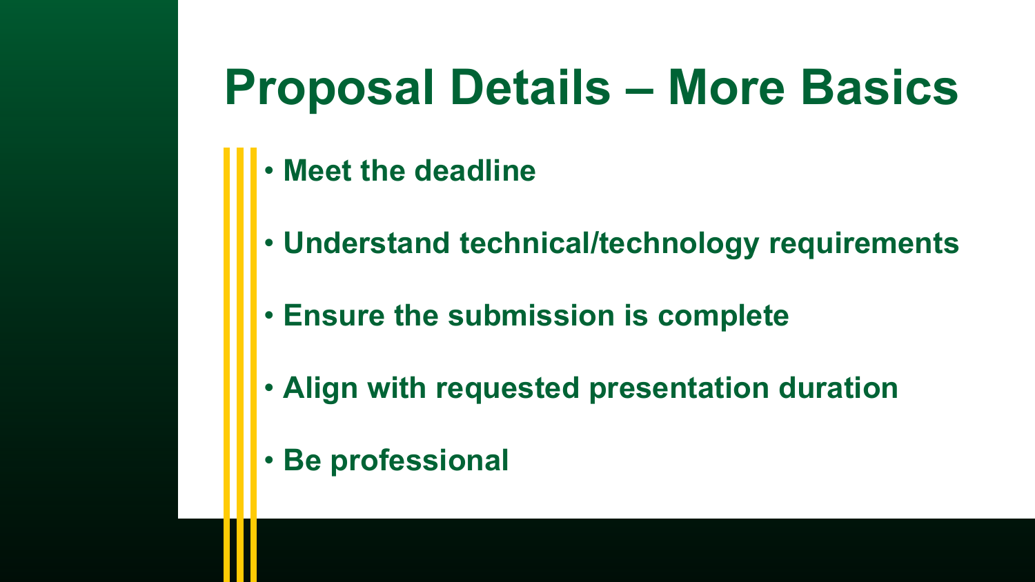# Proposal Details – More Basics

- **Meet the deadline**
- **Understand technical/technology requirements**
- **Ensure the submission is complete**
- **Align with requested presentation duration**
- **Be professional**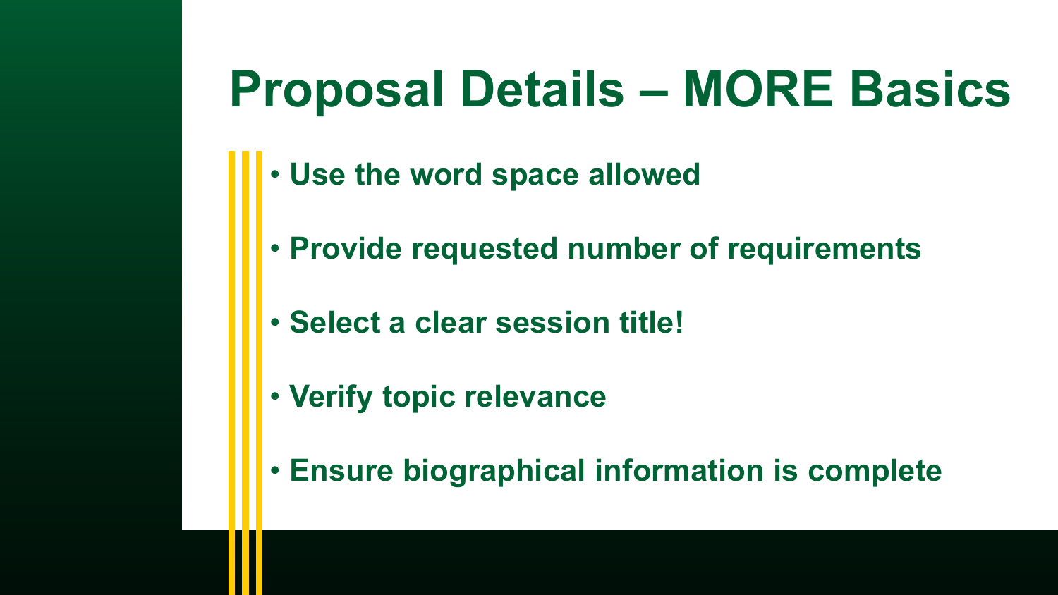# Proposal Details – MORE Basics

- **Use the word space allowed**
- **Provide requested number of requirements**
- **Select a clear session title!**
- **Verify topic relevance**
- **Ensure biographical information is complete**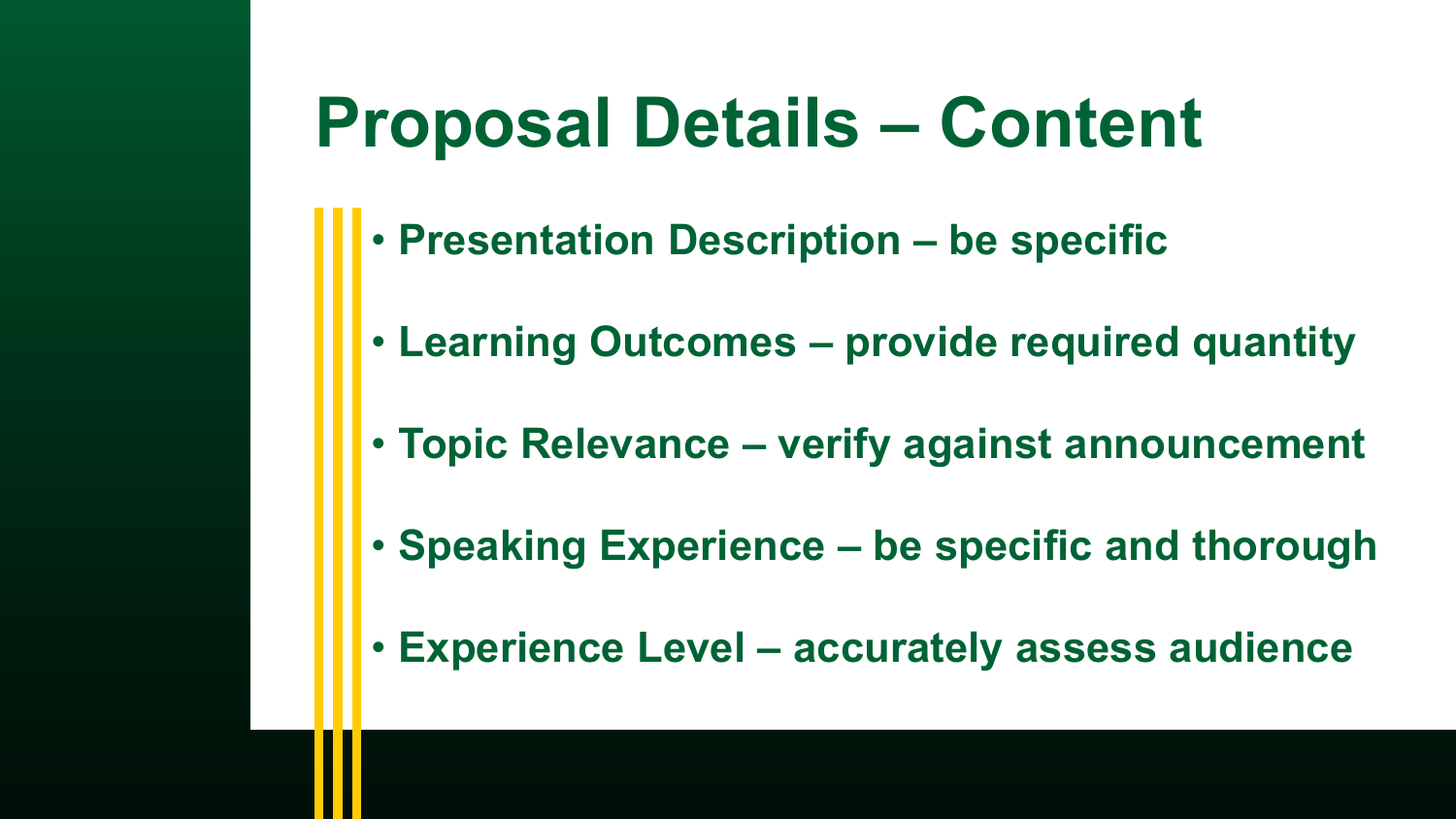# Proposal Details – Content

- **Presentation Description – be specific**
- **Learning Outcomes – provide required quantity**
- **Topic Relevance – verify against announcement**
- **Speaking Experience – be specific and thorough**
- **Experience Level – accurately assess audience**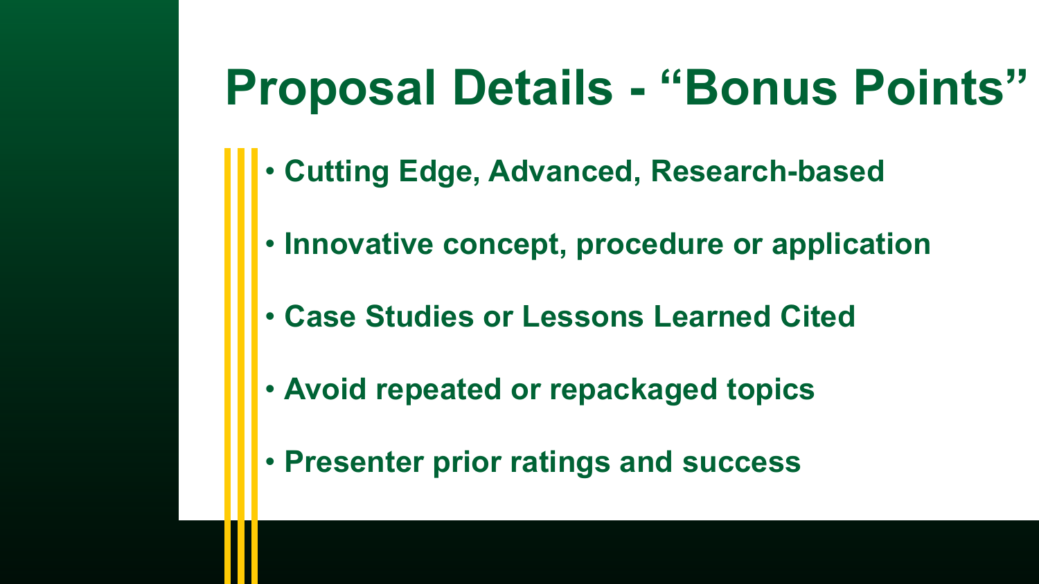# Proposal Details - “Bonus Points”

- **Cutting Edge, Advanced, Research-based**
- **Innovative concept, procedure or application**
- **Case Studies or Lessons Learned Cited**
- **Avoid repeated or repackaged topics**
- **Presenter prior ratings and success**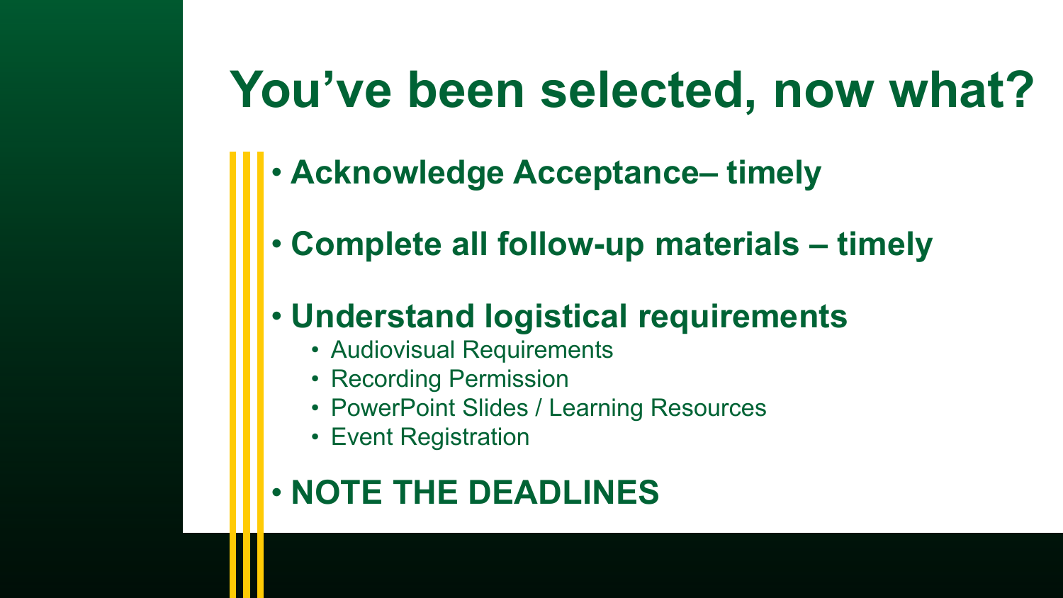# You've been selected, now what?

- **Acknowledge Acceptance– timely**
- **Complete all follow-up materials – timely**
- **Understand logistical requirements**
  - Audiovisual Requirements
  - Recording Permission
  - PowerPoint Slides / Learning Resources
  - Event Registration
- **NOTE THE DEADLINES**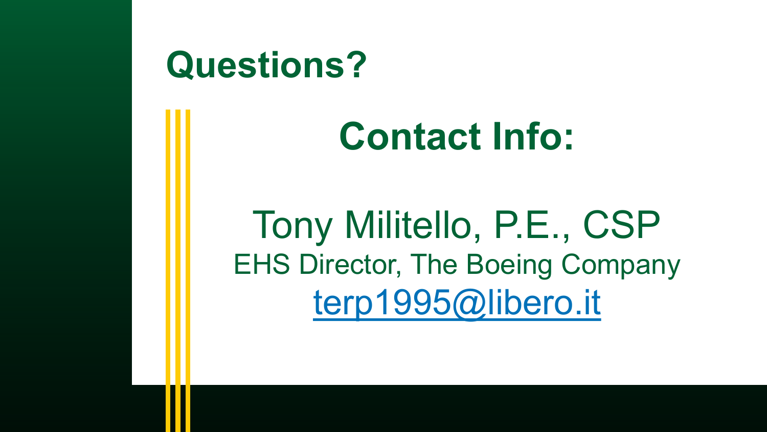# Questions?

## Contact Info:

Tony Militello, P.E., CSP

EHS Director, The Boeing Company

terp1995@libero.it